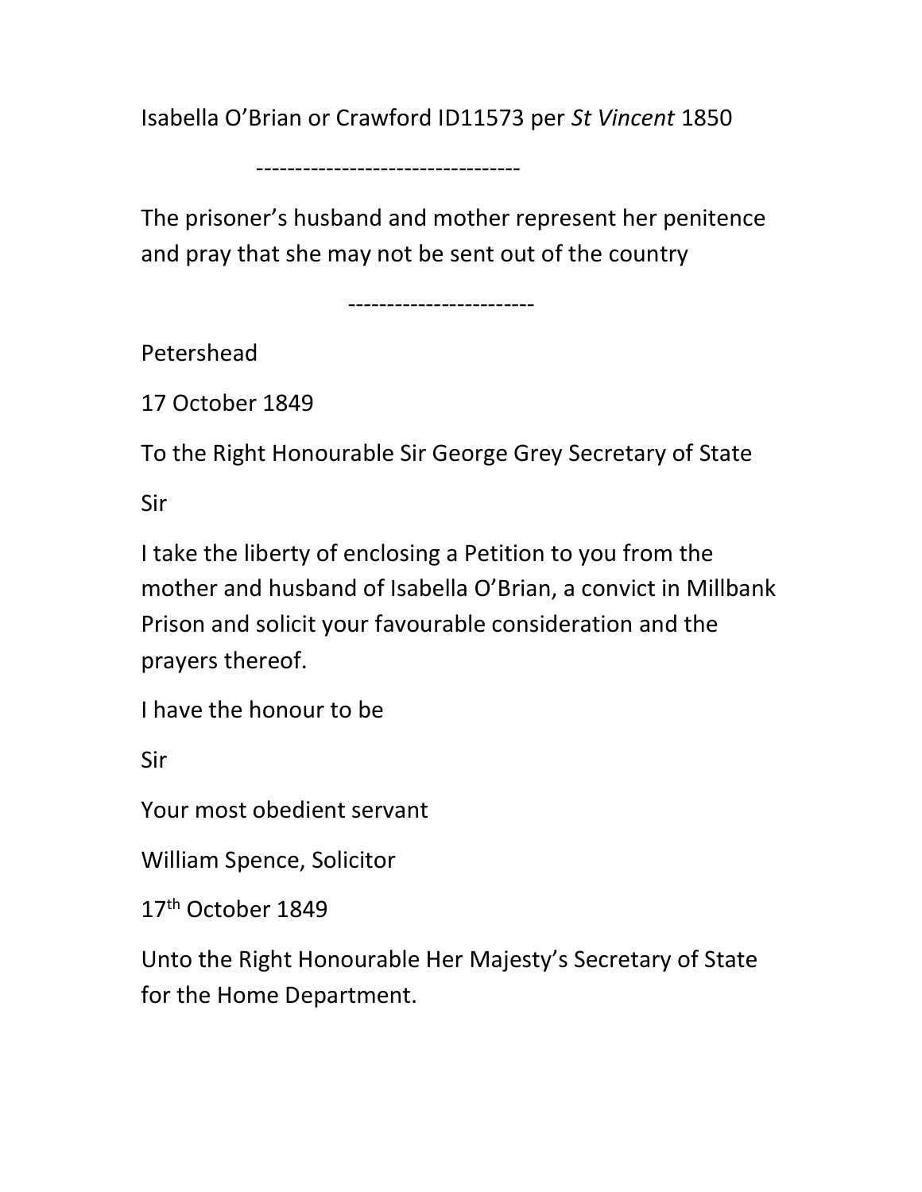Isabella O'Brian or Crawford ID11573 per *St Vincent* 1850

----------------------------------

The prisoner's husband and mother represent her penitence and pray that she may not be sent out of the country

------------------------

Petershead

17 October 1849

To the Right Honourable Sir George Grey Secretary of State

Sir

I take the liberty of enclosing a Petition to you from the mother and husband of Isabella O'Brian, a convict in Millbank Prison and solicit your favourable consideration and the prayers thereof.

I have the honour to be

Sir

Your most obedient servant

William Spence, Solicitor

17th October 1849

Unto the Right Honourable Her Majesty's Secretary of State for the Home Department.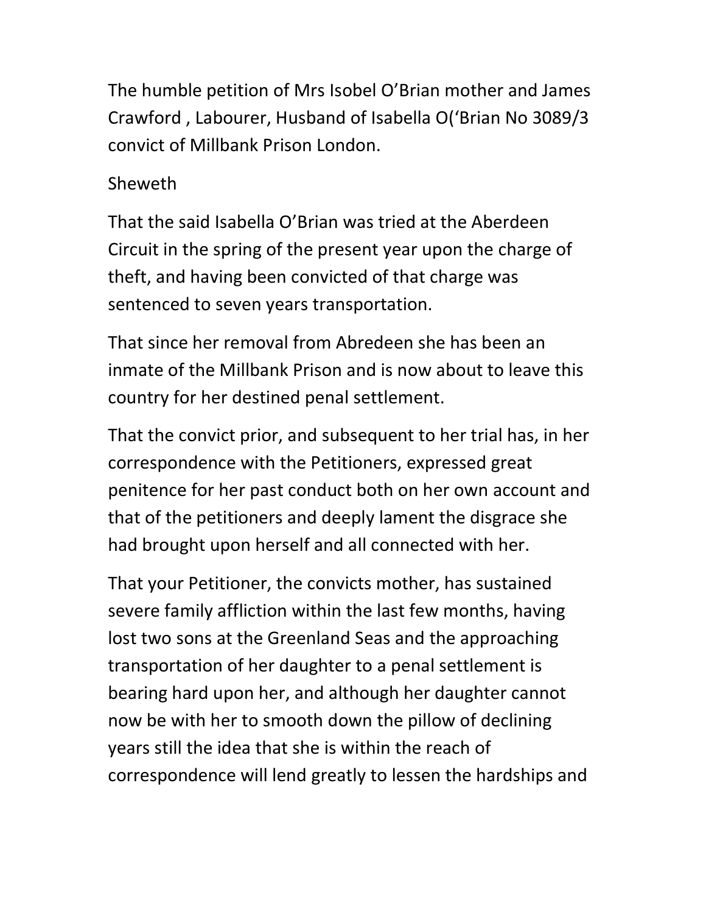The humble petition of Mrs Isobel O'Brian mother and James Crawford , Labourer, Husband of Isabella O('Brian No 3089/3 convict of Millbank Prison London.

Sheweth

That the said Isabella O'Brian was tried at the Aberdeen Circuit in the spring of the present year upon the charge of theft, and having been convicted of that charge was sentenced to seven years transportation.

That since her removal from Abredeen she has been an inmate of the Millbank Prison and is now about to leave this country for her destined penal settlement.

That the convict prior, and subsequent to her trial has, in her correspondence with the Petitioners, expressed great penitence for her past conduct both on her own account and that of the petitioners and deeply lament the disgrace she had brought upon herself and all connected with her.

That your Petitioner, the convicts mother, has sustained severe family affliction within the last few months, having lost two sons at the Greenland Seas and the approaching transportation of her daughter to a penal settlement is bearing hard upon her, and although her daughter cannot now be with her to smooth down the pillow of declining years still the idea that she is within the reach of correspondence will lend greatly to lessen the hardships and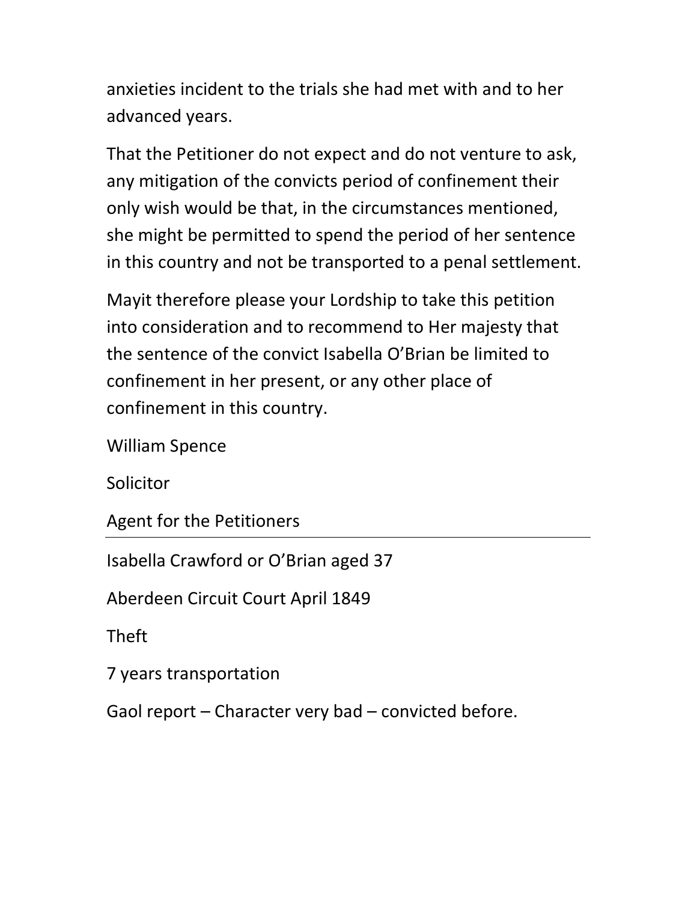anxieties incident to the trials she had met with and to her advanced years.

That the Petitioner do not expect and do not venture to ask, any mitigation of the convicts period of confinement their only wish would be that, in the circumstances mentioned, she might be permitted to spend the period of her sentence in this country and not be transported to a penal settlement.

Mayit therefore please your Lordship to take this petition into consideration and to recommend to Her majesty that the sentence of the convict Isabella O'Brian be limited to confinement in her present, or any other place of confinement in this country.

William Spence

Solicitor

Agent for the Petitioners

---

Isabella Crawford or O'Brian aged 37

Aberdeen Circuit Court April 1849

Theft

7 years transportation

Gaol report – Character very bad – convicted before.